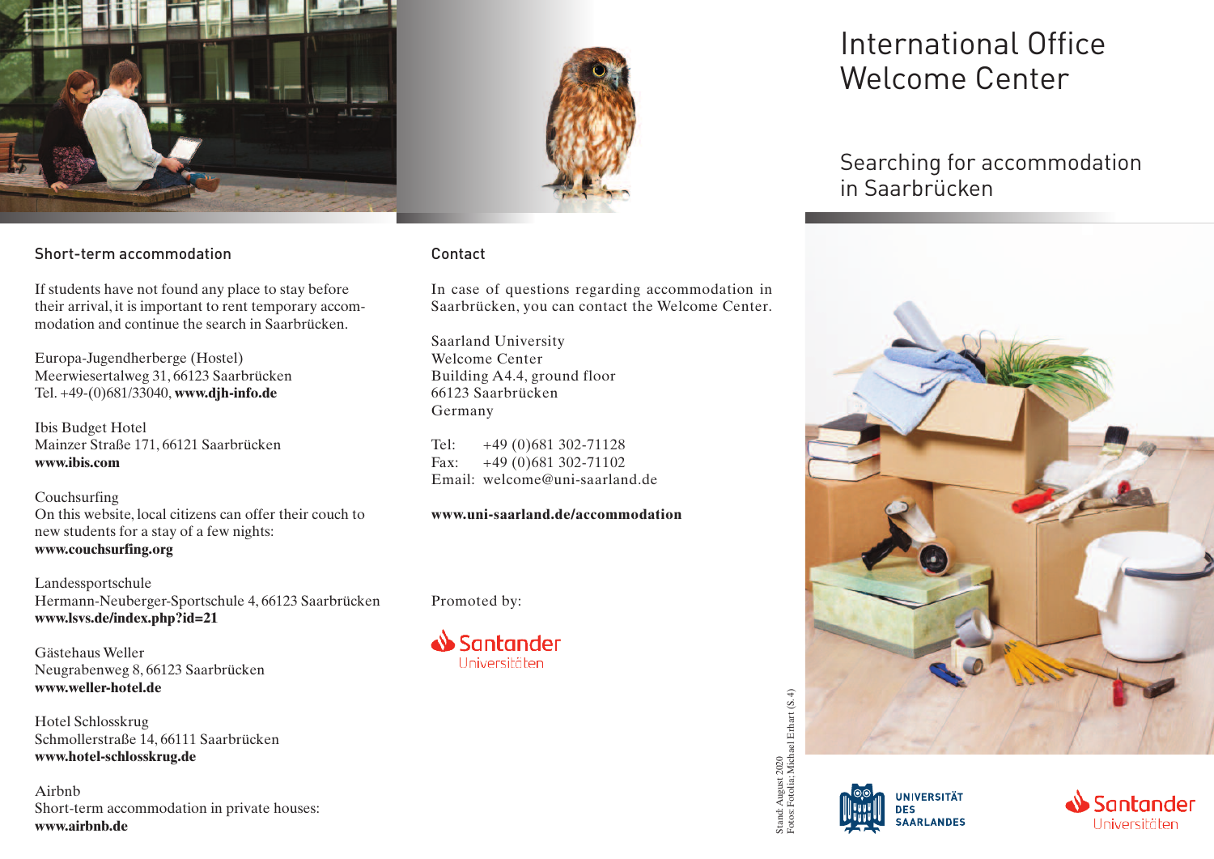# International Office Welcome Center

## Searching for accommodation in Saarbrücken

### Short-term accommodation

If students have not found any place to stay before their arrival, it is important to rent temporary accommodation and continue the search in Saarbrücken.

Europa-Jugendherberge (Hostel)
Meerwiesertalweg 31, 66123 Saarbrücken
Tel. +49-(0)681/33040, **www.djh-info.de**

Ibis Budget Hotel
Mainzer Straße 171, 66121 Saarbrücken
**www.ibis.com**

Couchsurfing
On this website, local citizens can offer their couch to new students for a stay of a few nights:
**www.couchsurfing.org**

Landessportschule
Hermann-Neuberger-Sportschule 4, 66123 Saarbrücken
**www.lsvs.de/index.php?id=21**

Gästehaus Weller
Neugrabenweg 8, 66123 Saarbrücken
**www.weller-hotel.de**

Hotel Schlosskrug
Schmollerstraße 14, 66111 Saarbrücken
**www.hotel-schlosskrug.de**

Airbnb
Short-term accommodation in private houses:
**www.airbnb.de**

### Contact

In case of questions regarding accommodation in Saarbrücken, you can contact the Welcome Center.

Saarland University
Welcome Center
Building A4.4, ground floor
66123 Saarbrücken
Germany

Tel: +49 (0)681 302-71128
Fax: +49 (0)681 302-71102
Email: welcome@uni-saarland.de

**www.uni-saarland.de/accommodation**

Promoted by:

Santander Universitäten

Stand: August 2020
Fotos: Fotolia; Michael Erhart (S. 4)

UNIVERSITÄT DES SAARLANDES

Santander Universitäten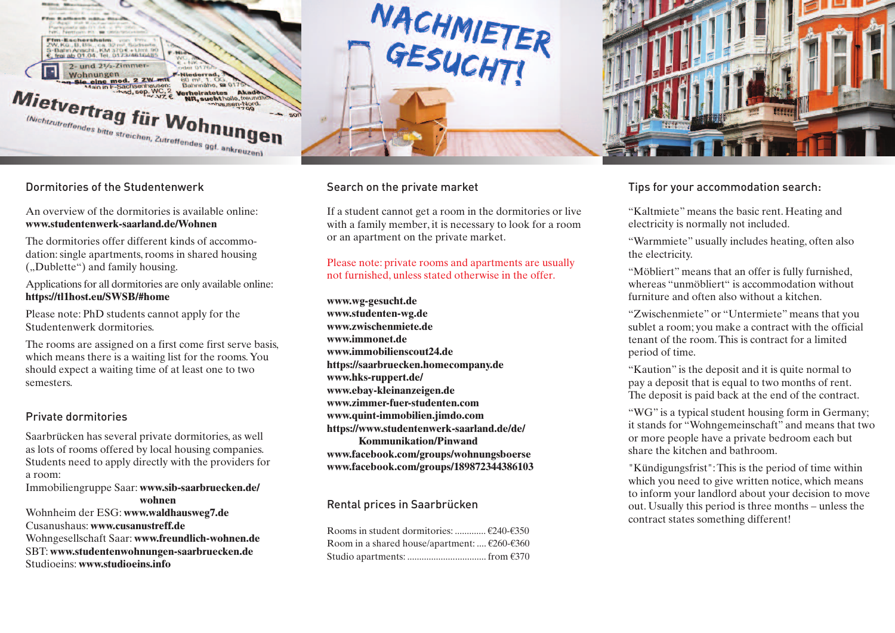## Dormitories of the Studentenwerk

An overview of the dormitories is available online: **www.studentenwerk-saarland.de/Wohnen**

The dormitories offer different kinds of accommodation: single apartments, rooms in shared housing („Dublette") and family housing.

Applications for all dormitories are only available online: **https://tl1host.eu/SWSB/#home**

Please note: PhD students cannot apply for the Studentenwerk dormitories.

The rooms are assigned on a first come first serve basis, which means there is a waiting list for the rooms. You should expect a waiting time of at least one to two semesters.

## Private dormitories

Saarbrücken has several private dormitories, as well as lots of rooms offered by local housing companies. Students need to apply directly with the providers for a room:

Immobiliengruppe Saar: **www.sib-saarbruecken.de/wohnen**
Wohnheim der ESG: **www.waldhausweg7.de**
Cusanushaus: **www.cusanustreff.de**
Wohngesellschaft Saar: **www.freundlich-wohnen.de**
SBT: **www.studentenwohnungen-saarbruecken.de**
Studioeins: **www.studioeins.info**

## Search on the private market

If a student cannot get a room in the dormitories or live with a family member, it is necessary to look for a room or an apartment on the private market.

Please note: private rooms and apartments are usually not furnished, unless stated otherwise in the offer.

**www.wg-gesucht.de**
**www.studenten-wg.de**
**www.zwischenmiete.de**
**www.immonet.de**
**www.immobilienscout24.de**
**https://saarbruecken.homecompany.de**
**www.hks-ruppert.de/**
**www.ebay-kleinanzeigen.de**
**www.zimmer-fuer-studenten.com**
**www.quint-immobilien.jimdo.com**
**https://www.studentenwerk-saarland.de/de/Kommunikation/Pinwand**
**www.facebook.com/groups/wohnungsboerse**
**www.facebook.com/groups/189872344386103**

## Rental prices in Saarbrücken

Rooms in student dormitories: ............. €240-€350
Room in a shared house/apartment: .... €260-€360
Studio apartments: ................................. from €370

## Tips for your accommodation search:

"Kaltmiete" means the basic rent. Heating and electricity is normally not included.

"Warmmiete" usually includes heating, often also the electricity.

"Möbliert" means that an offer is fully furnished, whereas "unmöbliert" is accommodation without furniture and often also without a kitchen.

"Zwischenmiete" or "Untermiete" means that you sublet a room; you make a contract with the official tenant of the room. This is contract for a limited period of time.

"Kaution" is the deposit and it is quite normal to pay a deposit that is equal to two months of rent. The deposit is paid back at the end of the contract.

"WG" is a typical student housing form in Germany; it stands for "Wohngemeinschaft" and means that two or more people have a private bedroom each but share the kitchen and bathroom.

"Kündigungsfrist": This is the period of time within which you need to give written notice, which means to inform your landlord about your decision to move out. Usually this period is three months – unless the contract states something different!